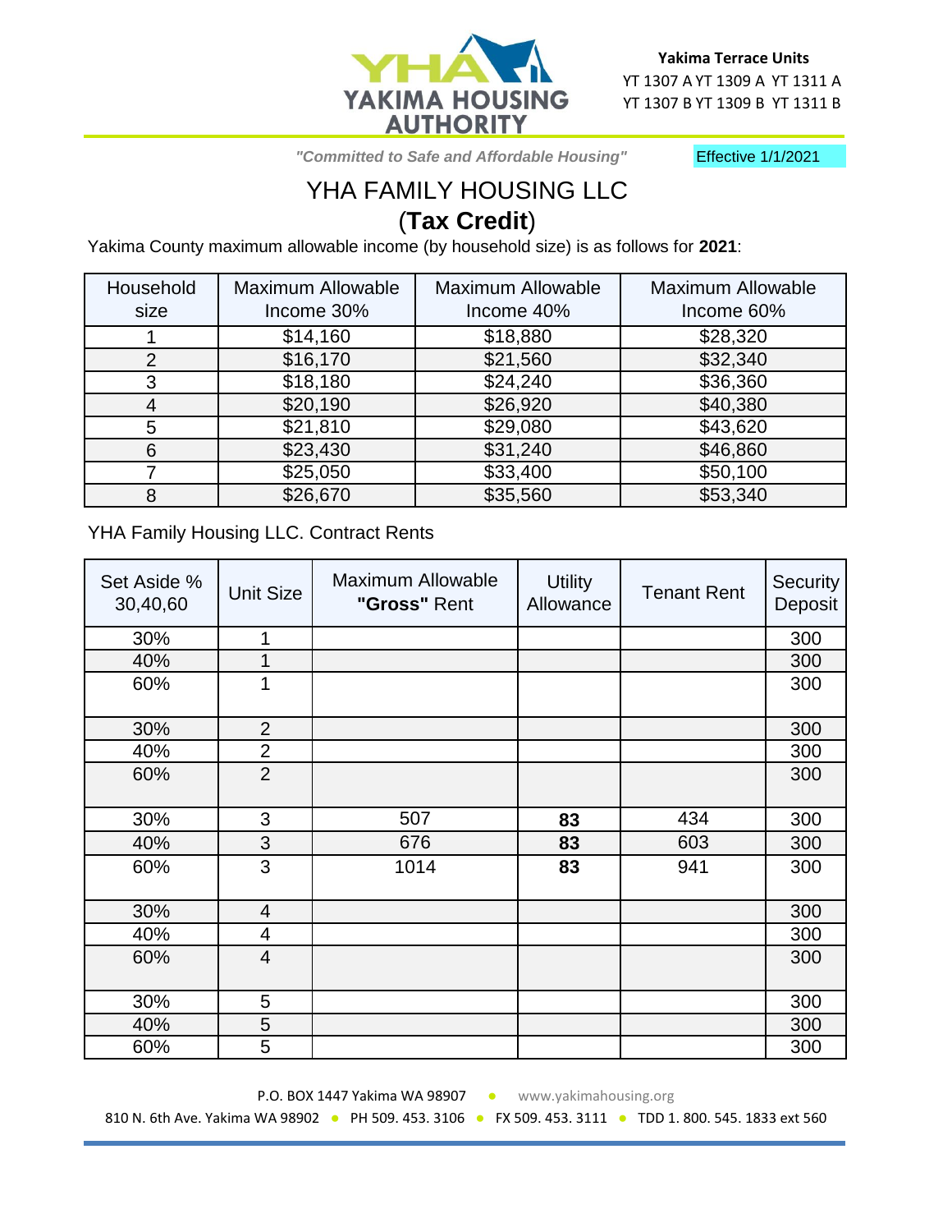YHA
YAKIMA HOUSING AUTHORITY

**Yakima Terrace Units**
YT 1307 A YT 1309 A YT 1311 A
YT 1307 B YT 1309 B YT 1311 B

*"Committed to Safe and Affordable Housing"*

Effective 1/1/2021

# YHA FAMILY HOUSING LLC

## (**Tax Credit**)

Yakima County maximum allowable income (by household size) is as follows for **2021**:

| Household size | Maximum Allowable Income 30% | Maximum Allowable Income 40% | Maximum Allowable Income 60% |
|---|---|---|---|
| 1 | $14,160 | $18,880 | $28,320 |
| 2 | $16,170 | $21,560 | $32,340 |
| 3 | $18,180 | $24,240 | $36,360 |
| 4 | $20,190 | $26,920 | $40,380 |
| 5 | $21,810 | $29,080 | $43,620 |
| 6 | $23,430 | $31,240 | $46,860 |
| 7 | $25,050 | $33,400 | $50,100 |
| 8 | $26,670 | $35,560 | $53,340 |

YHA Family Housing LLC. Contract Rents

| Set Aside % 30,40,60 | Unit Size | Maximum Allowable **"Gross"** Rent | Utility Allowance | Tenant Rent | Security Deposit |
|---|---|---|---|---|---|
| 30% | 1 | | | | 300 |
| 40% | 1 | | | | 300 |
| 60% | 1 | | | | 300 |
| 30% | 2 | | | | 300 |
| 40% | 2 | | | | 300 |
| 60% | 2 | | | | 300 |
| 30% | 3 | 507 | **83** | 434 | 300 |
| 40% | 3 | 676 | **83** | 603 | 300 |
| 60% | 3 | 1014 | **83** | 941 | 300 |
| 30% | 4 | | | | 300 |
| 40% | 4 | | | | 300 |
| 60% | 4 | | | | 300 |
| 30% | 5 | | | | 300 |
| 40% | 5 | | | | 300 |
| 60% | 5 | | | | 300 |

P.O. BOX 1447 Yakima WA 98907 • www.yakimahousing.org

810 N. 6th Ave. Yakima WA 98902 • PH 509. 453. 3106 • FX 509. 453. 3111 • TDD 1. 800. 545. 1833 ext 560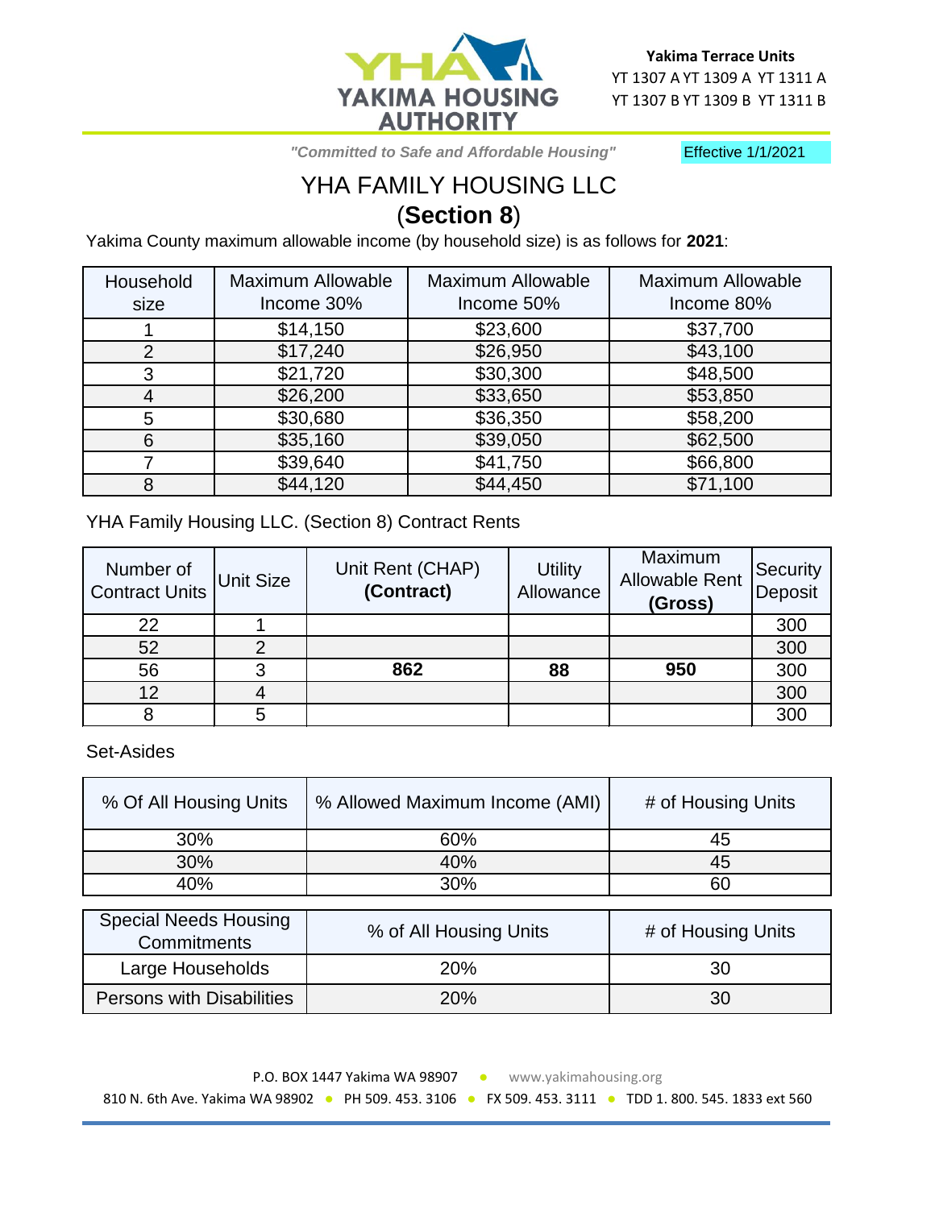**Yakima Terrace Units**
YT 1307 A YT 1309 A YT 1311 A
YT 1307 B YT 1309 B YT 1311 B

*"Committed to Safe and Affordable Housing"*

Effective 1/1/2021

# YHA FAMILY HOUSING LLC
## (**Section 8**)

Yakima County maximum allowable income (by household size) is as follows for **2021**:

| Household size | Maximum Allowable Income 30% | Maximum Allowable Income 50% | Maximum Allowable Income 80% |
|---|---|---|---|
| 1 | $14,150 | $23,600 | $37,700 |
| 2 | $17,240 | $26,950 | $43,100 |
| 3 | $21,720 | $30,300 | $48,500 |
| 4 | $26,200 | $33,650 | $53,850 |
| 5 | $30,680 | $36,350 | $58,200 |
| 6 | $35,160 | $39,050 | $62,500 |
| 7 | $39,640 | $41,750 | $66,800 |
| 8 | $44,120 | $44,450 | $71,100 |

YHA Family Housing LLC. (Section 8) Contract Rents

| Number of Contract Units | Unit Size | Unit Rent (CHAP) **(Contract)** | Utility Allowance | Maximum Allowable Rent **(Gross)** | Security Deposit |
|---|---|---|---|---|---|
| 22 | 1 | | | | 300 |
| 52 | 2 | | | | 300 |
| 56 | 3 | **862** | **88** | **950** | 300 |
| 12 | 4 | | | | 300 |
| 8 | 5 | | | | 300 |

Set-Asides

| % Of All Housing Units | % Allowed Maximum Income (AMI) | # of Housing Units |
|---|---|---|
| 30% | 60% | 45 |
| 30% | 40% | 45 |
| 40% | 30% | 60 |

| Special Needs Housing Commitments | % of All Housing Units | # of Housing Units |
|---|---|---|
| Large Households | 20% | 30 |
| Persons with Disabilities | 20% | 30 |

P.O. BOX 1447 Yakima WA 98907 • www.yakimahousing.org
810 N. 6th Ave. Yakima WA 98902 • PH 509. 453. 3106 • FX 509. 453. 3111 • TDD 1. 800. 545. 1833 ext 560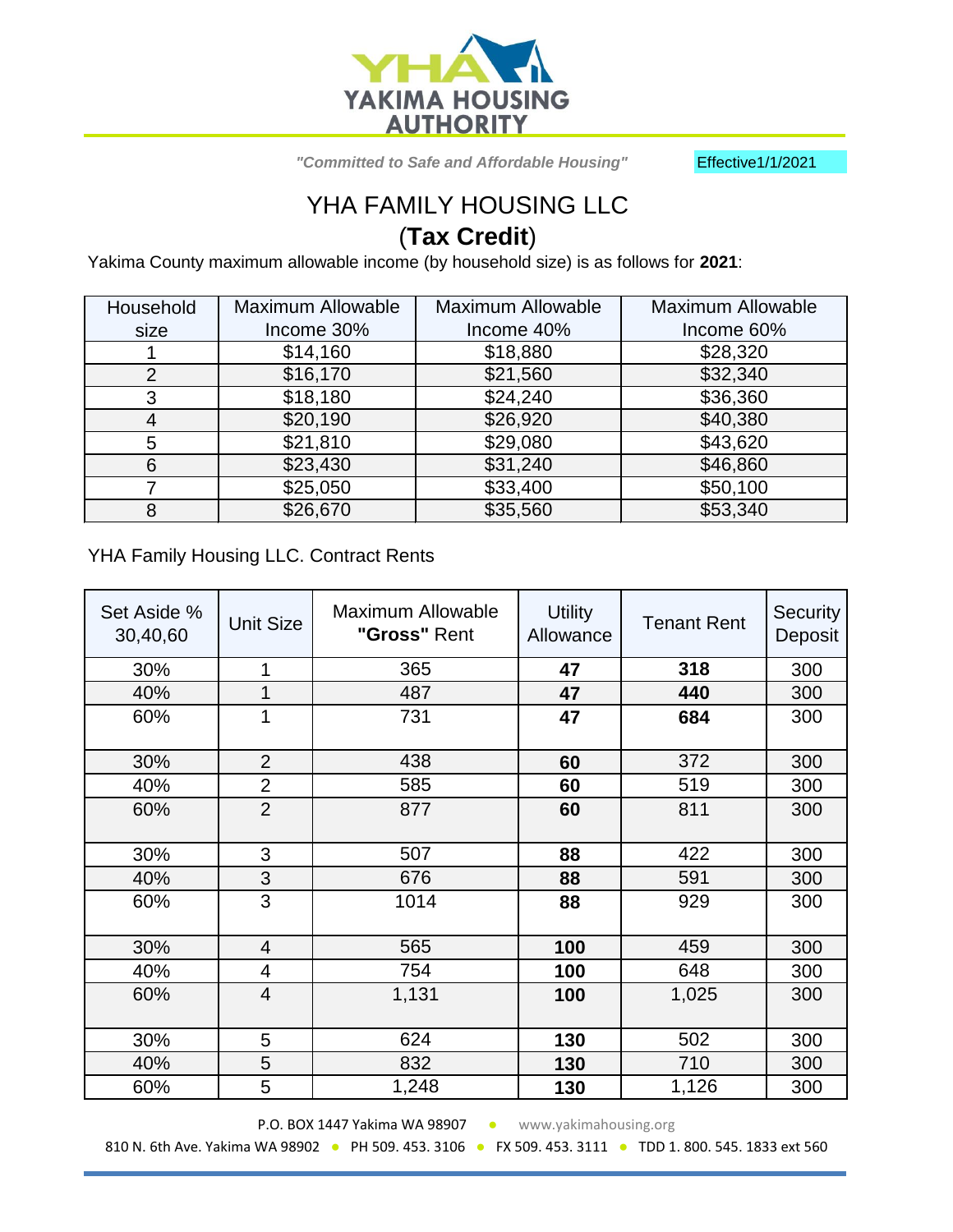YAKIMA HOUSING AUTHORITY

*"Committed to Safe and Affordable Housing"*

Effective1/1/2021

# YHA FAMILY HOUSING LLC
## (**Tax Credit**)

Yakima County maximum allowable income (by household size) is as follows for **2021**:

| Household size | Maximum Allowable Income 30% | Maximum Allowable Income 40% | Maximum Allowable Income 60% |
|---|---|---|---|
| 1 | $14,160 | $18,880 | $28,320 |
| 2 | $16,170 | $21,560 | $32,340 |
| 3 | $18,180 | $24,240 | $36,360 |
| 4 | $20,190 | $26,920 | $40,380 |
| 5 | $21,810 | $29,080 | $43,620 |
| 6 | $23,430 | $31,240 | $46,860 |
| 7 | $25,050 | $33,400 | $50,100 |
| 8 | $26,670 | $35,560 | $53,340 |

YHA Family Housing LLC. Contract Rents

| Set Aside % 30,40,60 | Unit Size | Maximum Allowable **"Gross"** Rent | Utility Allowance | Tenant Rent | Security Deposit |
|---|---|---|---|---|---|
| 30% | 1 | 365 | **47** | **318** | 300 |
| 40% | 1 | 487 | **47** | **440** | 300 |
| 60% | 1 | 731 | **47** | **684** | 300 |
| 30% | 2 | 438 | **60** | 372 | 300 |
| 40% | 2 | 585 | **60** | 519 | 300 |
| 60% | 2 | 877 | **60** | 811 | 300 |
| 30% | 3 | 507 | **88** | 422 | 300 |
| 40% | 3 | 676 | **88** | 591 | 300 |
| 60% | 3 | 1014 | **88** | 929 | 300 |
| 30% | 4 | 565 | **100** | 459 | 300 |
| 40% | 4 | 754 | **100** | 648 | 300 |
| 60% | 4 | 1,131 | **100** | 1,025 | 300 |
| 30% | 5 | 624 | **130** | 502 | 300 |
| 40% | 5 | 832 | **130** | 710 | 300 |
| 60% | 5 | 1,248 | **130** | 1,126 | 300 |

P.O. BOX 1447 Yakima WA 98907 • www.yakimahousing.org

810 N. 6th Ave. Yakima WA 98902 • PH 509. 453. 3106 • FX 509. 453. 3111 • TDD 1. 800. 545. 1833 ext 560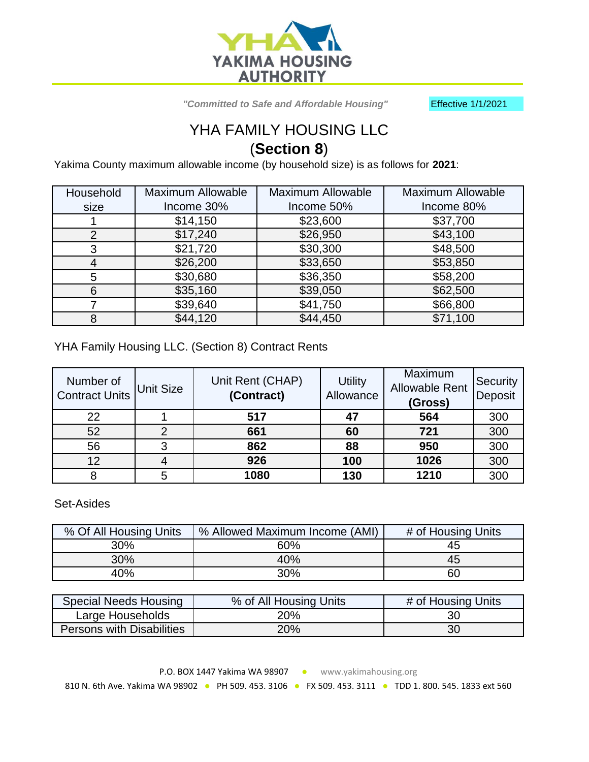YAKIMA HOUSING AUTHORITY

*"Committed to Safe and Affordable Housing"*

Effective 1/1/2021

# YHA FAMILY HOUSING LLC
## (**Section 8**)

Yakima County maximum allowable income (by household size) is as follows for **2021**:

| Household size | Maximum Allowable Income 30% | Maximum Allowable Income 50% | Maximum Allowable Income 80% |
|---|---|---|---|
| 1 | $14,150 | $23,600 | $37,700 |
| 2 | $17,240 | $26,950 | $43,100 |
| 3 | $21,720 | $30,300 | $48,500 |
| 4 | $26,200 | $33,650 | $53,850 |
| 5 | $30,680 | $36,350 | $58,200 |
| 6 | $35,160 | $39,050 | $62,500 |
| 7 | $39,640 | $41,750 | $66,800 |
| 8 | $44,120 | $44,450 | $71,100 |

YHA Family Housing LLC. (Section 8) Contract Rents

| Number of Contract Units | Unit Size | Unit Rent (CHAP) **(Contract)** | Utility Allowance | Maximum Allowable Rent **(Gross)** | Security Deposit |
|---|---|---|---|---|---|
| 22 | 1 | **517** | **47** | **564** | 300 |
| 52 | 2 | **661** | **60** | **721** | 300 |
| 56 | 3 | **862** | **88** | **950** | 300 |
| 12 | 4 | **926** | **100** | **1026** | 300 |
| 8 | 5 | **1080** | **130** | **1210** | 300 |

Set-Asides

| % Of All Housing Units | % Allowed Maximum Income (AMI) | # of Housing Units |
|---|---|---|
| 30% | 60% | 45 |
| 30% | 40% | 45 |
| 40% | 30% | 60 |

| Special Needs Housing | % of All Housing Units | # of Housing Units |
|---|---|---|
| Large Households | 20% | 30 |
| Persons with Disabilities | 20% | 30 |

P.O. BOX 1447 Yakima WA 98907 • www.yakimahousing.org

810 N. 6th Ave. Yakima WA 98902 • PH 509. 453. 3106 • FX 509. 453. 3111 • TDD 1. 800. 545. 1833 ext 560